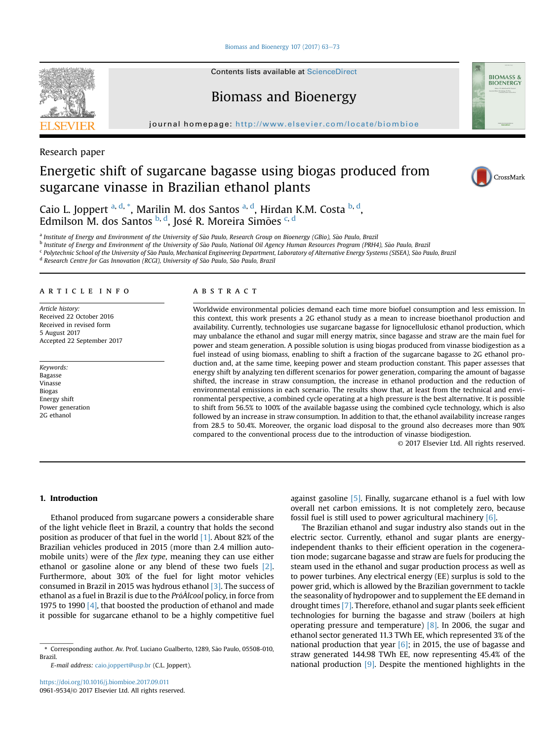Research paper

# Energetic shift of sugarcane bagasse using biogas produced from sugarcane vinasse in Brazilian ethanol plants

Caio L. Joppert [a, d, *], Marilin M. dos Santos [a, d], Hirdan K.M. Costa [b, d], Edmilson M. dos Santos [b, d], José R. Moreira Simões [c, d]

[a] Institute of Energy and Environment of the University of São Paulo, Research Group on Bioenergy (GBio), São Paulo, Brazil
[b] Institute of Energy and Environment of the University of São Paulo, National Oil Agency Human Resources Program (PRH4), São Paulo, Brazil
[c] Polytechnic School of the University of São Paulo, Mechanical Engineering Department, Laboratory of Alternative Energy Systems (SISEA), São Paulo, Brazil
[d] Research Centre for Gas Innovation (RCGI), University of São Paulo, São Paulo, Brazil

## ARTICLE INFO

*Article history:*
Received 22 October 2016
Received in revised form
5 August 2017
Accepted 22 September 2017

*Keywords:*
Bagasse
Vinasse
Biogas
Energy shift
Power generation
2G ethanol

## ABSTRACT

Worldwide environmental policies demand each time more biofuel consumption and less emission. In this context, this work presents a 2G ethanol study as a mean to increase bioethanol production and availability. Currently, technologies use sugarcane bagasse for lignocellulosic ethanol production, which may unbalance the ethanol and sugar mill energy matrix, since bagasse and straw are the main fuel for power and steam generation. A possible solution is using biogas produced from vinasse biodigestion as a fuel instead of using biomass, enabling to shift a fraction of the sugarcane bagasse to 2G ethanol production and, at the same time, keeping power and steam production constant. This paper assesses that energy shift by analyzing ten different scenarios for power generation, comparing the amount of bagasse shifted, the increase in straw consumption, the increase in ethanol production and the reduction of environmental emissions in each scenario. The results show that, at least from the technical and environmental perspective, a combined cycle operating at a high pressure is the best alternative. It is possible to shift from 56.5% to 100% of the available bagasse using the combined cycle technology, which is also followed by an increase in straw consumption. In addition to that, the ethanol availability increase ranges from 28.5 to 50.4%. Moreover, the organic load disposal to the ground also decreases more than 90% compared to the conventional process due to the introduction of vinasse biodigestion.

© 2017 Elsevier Ltd. All rights reserved.

## 1. Introduction

Ethanol produced from sugarcane powers a considerable share of the light vehicle fleet in Brazil, a country that holds the second position as producer of that fuel in the world [1]. About 82% of the Brazilian vehicles produced in 2015 (more than 2.4 million automobile units) were of the *flex type*, meaning they can use either ethanol or gasoline alone or any blend of these two fuels [2]. Furthermore, about 30% of the fuel for light motor vehicles consumed in Brazil in 2015 was hydrous ethanol [3]. The success of ethanol as a fuel in Brazil is due to the *PróÁlcool* policy, in force from 1975 to 1990 [4], that boosted the production of ethanol and made it possible for sugarcane ethanol to be a highly competitive fuel against gasoline [5]. Finally, sugarcane ethanol is a fuel with low overall net carbon emissions. It is not completely zero, because fossil fuel is still used to power agricultural machinery [6].

The Brazilian ethanol and sugar industry also stands out in the electric sector. Currently, ethanol and sugar plants are energy-independent thanks to their efficient operation in the cogeneration mode; sugarcane bagasse and straw are fuels for producing the steam used in the ethanol and sugar production process as well as to power turbines. Any electrical energy (EE) surplus is sold to the power grid, which is allowed by the Brazilian government to tackle the seasonality of hydropower and to supplement the EE demand in drought times [7]. Therefore, ethanol and sugar plants seek efficient technologies for burning the bagasse and straw (boilers at high operating pressure and temperature) [8]. In 2006, the sugar and ethanol sector generated 11.3 TWh EE, which represented 3% of the national production that year [6]; in 2015, the use of bagasse and straw generated 144.98 TWh EE, now representing 45.4% of the national production [9]. Despite the mentioned highlights in the

* Corresponding author. Av. Prof. Luciano Gualberto, 1289, São Paulo, 05508-010, Brazil.

*E-mail address:* caio.joppert@usp.br (C.L. Joppert).

https://doi.org/10.1016/j.biombioe.2017.09.011
0961-9534/© 2017 Elsevier Ltd. All rights reserved.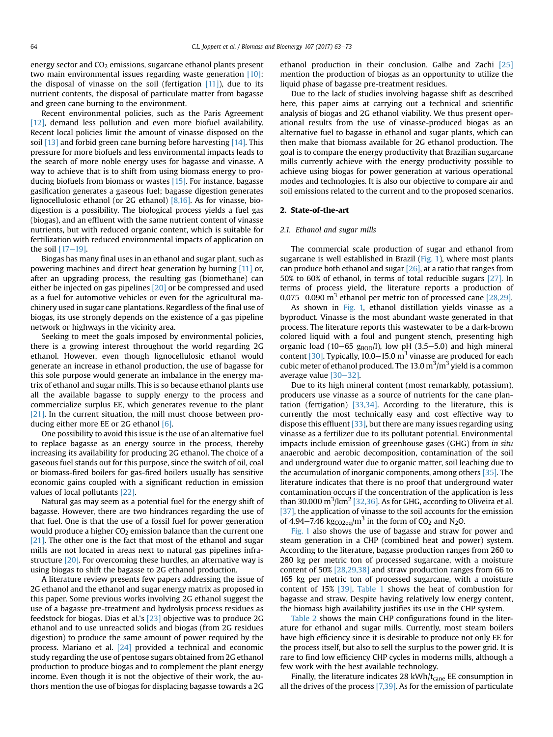energy sector and $CO_2$ emissions, sugarcane ethanol plants present two main environmental issues regarding waste generation [10]: the disposal of vinasse on the soil (fertigation [11]), due to its nutrient contents, the disposal of particulate matter from bagasse and green cane burning to the environment.

Recent environmental policies, such as the Paris Agreement [12], demand less pollution and even more biofuel availability. Recent local policies limit the amount of vinasse disposed on the soil [13] and forbid green cane burning before harvesting [14]. This pressure for more biofuels and less environmental impacts leads to the search of more noble energy uses for bagasse and vinasse. A way to achieve that is to shift from using biomass energy to producing biofuels from biomass or wastes [15]. For instance, bagasse gasification generates a gaseous fuel; bagasse digestion generates lignocellulosic ethanol (or 2G ethanol) [8,16]. As for vinasse, biodigestion is a possibility. The biological process yields a fuel gas (biogas), and an effluent with the same nutrient content of vinasse nutrients, but with reduced organic content, which is suitable for fertilization with reduced environmental impacts of application on the soil [17–19].

Biogas has many final uses in an ethanol and sugar plant, such as powering machines and direct heat generation by burning [11] or, after an upgrading process, the resulting gas (biomethane) can either be injected on gas pipelines [20] or be compressed and used as a fuel for automotive vehicles or even for the agricultural machinery used in sugar cane plantations. Regardless of the final use of biogas, its use strongly depends on the existence of a gas pipeline network or highways in the vicinity area.

Seeking to meet the goals imposed by environmental policies, there is a growing interest throughout the world regarding 2G ethanol. However, even though lignocellulosic ethanol would generate an increase in ethanol production, the use of bagasse for this sole purpose would generate an imbalance in the energy matrix of ethanol and sugar mills. This is so because ethanol plants use all the available bagasse to supply energy to the process and commercialize surplus EE, which generates revenue to the plant [21]. In the current situation, the mill must choose between producing either more EE or 2G ethanol [6].

One possibility to avoid this issue is the use of an alternative fuel to replace bagasse as an energy source in the process, thereby increasing its availability for producing 2G ethanol. The choice of a gaseous fuel stands out for this purpose, since the switch of oil, coal or biomass-fired boilers for gas-fired boilers usually has sensitive economic gains coupled with a significant reduction in emission values of local pollutants [22].

Natural gas may seem as a potential fuel for the energy shift of bagasse. However, there are two hindrances regarding the use of that fuel. One is that the use of a fossil fuel for power generation would produce a higher $CO_2$ emission balance than the current one [21]. The other one is the fact that most of the ethanol and sugar mills are not located in areas next to natural gas pipelines infrastructure [20]. For overcoming these hurdles, an alternative way is using biogas to shift the bagasse to 2G ethanol production.

A literature review presents few papers addressing the issue of 2G ethanol and the ethanol and sugar energy matrix as proposed in this paper. Some previous works involving 2G ethanol suggest the use of a bagasse pre-treatment and hydrolysis process residues as feedstock for biogas. Dias et al.'s [23] objective was to produce 2G ethanol and to use unreacted solids and biogas (from 2G residues digestion) to produce the same amount of power required by the process. Mariano et al. [24] provided a technical and economic study regarding the use of pentose sugars obtained from 2G ethanol production to produce biogas and to complement the plant energy income. Even though it is not the objective of their work, the authors mention the use of biogas for displacing bagasse towards a 2G ethanol production in their conclusion. Galbe and Zachi [25] mention the production of biogas as an opportunity to utilize the liquid phase of bagasse pre-treatment residues.

Due to the lack of studies involving bagasse shift as described here, this paper aims at carrying out a technical and scientific analysis of biogas and 2G ethanol viability. We thus present operational results from the use of vinasse-produced biogas as an alternative fuel to bagasse in ethanol and sugar plants, which can then make that biomass available for 2G ethanol production. The goal is to compare the energy productivity that Brazilian sugarcane mills currently achieve with the energy productivity possible to achieve using biogas for power generation at various operational modes and technologies. It is also our objective to compare air and soil emissions related to the current and to the proposed scenarios.

## 2. State-of-the-art

### 2.1. Ethanol and sugar mills

The commercial scale production of sugar and ethanol from sugarcane is well established in Brazil (Fig. 1), where most plants can produce both ethanol and sugar [26], at a ratio that ranges from 50% to 60% of ethanol, in terms of total reducible sugars [27]. In terms of process yield, the literature reports a production of 0.075–0.090 $m^3$ ethanol per metric ton of processed cane [28,29].

As shown in Fig. 1, ethanol distillation yields vinasse as a byproduct. Vinasse is the most abundant waste generated in that process. The literature reports this wastewater to be a dark-brown colored liquid with a foul and pungent stench, presenting high organic load (10–65 $g_{BOD}/l$), low pH (3.5–5.0) and high mineral content [30]. Typically, 10.0–15.0 $m^3$ vinasse are produced for each cubic meter of ethanol produced. The 13.0 $m^3/m^3$ yield is a common average value [30–32].

Due to its high mineral content (most remarkably, potassium), producers use vinasse as a source of nutrients for the cane plantation (fertigation) [33,34]. According to the literature, this is currently the most technically easy and cost effective way to dispose this effluent [33], but there are many issues regarding using vinasse as a fertilizer due to its pollutant potential. Environmental impacts include emission of greenhouse gases (GHG) from *in situ* anaerobic and aerobic decomposition, contamination of the soil and underground water due to organic matter, soil leaching due to the accumulation of inorganic components, among others [35]. The literature indicates that there is no proof that underground water contamination occurs if the concentration of the application is less than 30.000 $m^3/km^2$ [32,36]. As for GHG, according to Oliveira et al. [37], the application of vinasse to the soil accounts for the emission of 4.94–7.46 $kg_{CO2eq}/m^3$ in the form of $CO_2$ and $N_2O$.

Fig. 1 also shows the use of bagasse and straw for power and steam generation in a CHP (combined heat and power) system. According to the literature, bagasse production ranges from 260 to 280 kg per metric ton of processed sugarcane, with a moisture content of 50% [28,29,38] and straw production ranges from 66 to 165 kg per metric ton of processed sugarcane, with a moisture content of 15% [39]. Table 1 shows the heat of combustion for bagasse and straw. Despite having relatively low energy content, the biomass high availability justifies its use in the CHP system.

Table 2 shows the main CHP configurations found in the literature for ethanol and sugar mills. Currently, most steam boilers have high efficiency since it is desirable to produce not only EE for the process itself, but also to sell the surplus to the power grid. It is rare to find low efficiency CHP cycles in moderns mills, although a few work with the best available technology.

Finally, the literature indicates 28 $kWh/t_{cane}$ EE consumption in all the drives of the process [7,39]. As for the emission of particulate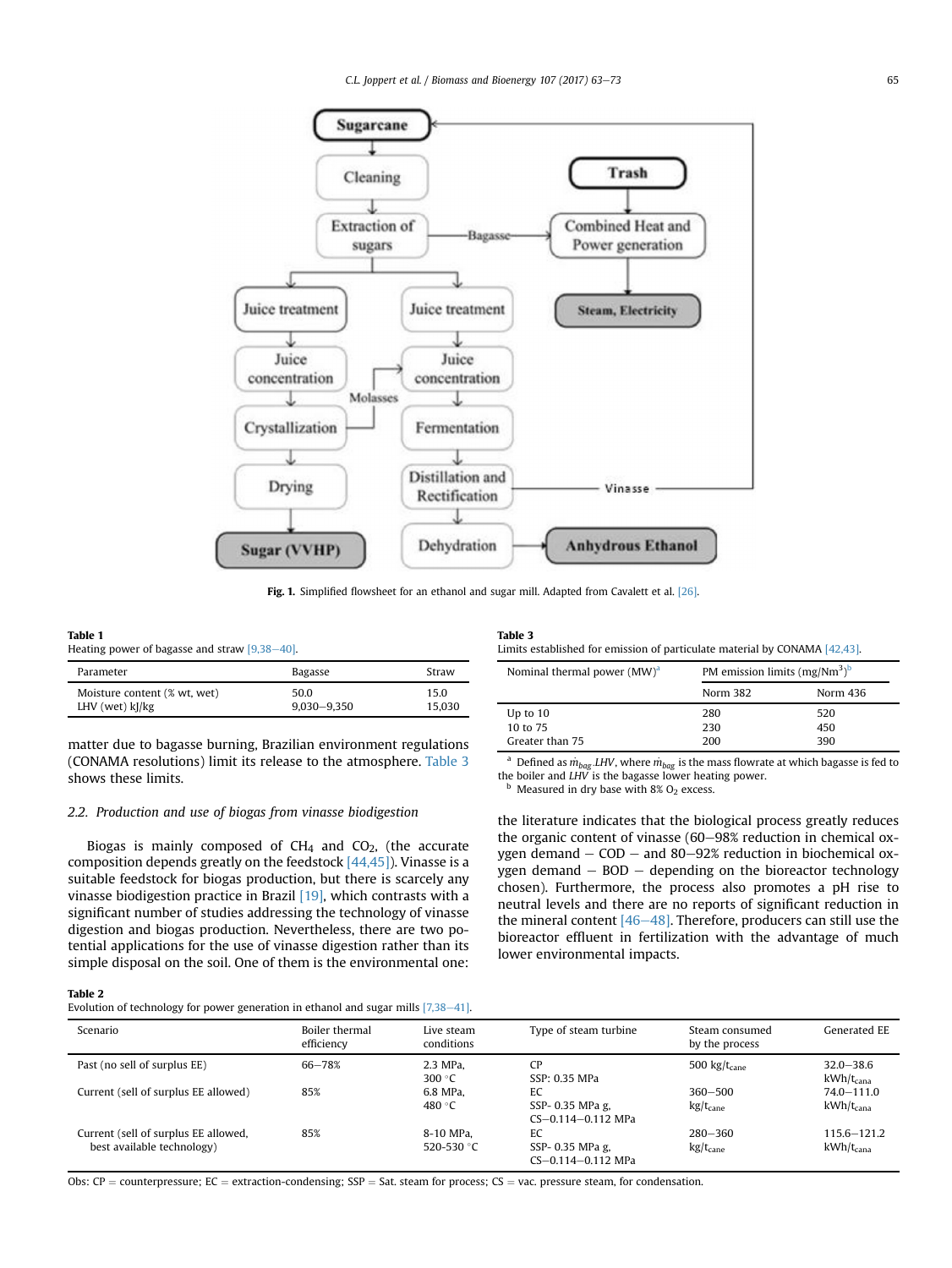Fig. 1. Simplified flowsheet for an ethanol and sugar mill. Adapted from Cavalett et al. [26].

**Table 1**
Heating power of bagasse and straw [9,38–40].

| Parameter | Bagasse | Straw |
|---|---|---|
| Moisture content (% wt, wet) | 50.0 | 15.0 |
| LHV (wet) kJ/kg | 9,030–9,350 | 15,030 |

matter due to bagasse burning, Brazilian environment regulations (CONAMA resolutions) limit its release to the atmosphere. Table 3 shows these limits.

### 2.2. Production and use of biogas from vinasse biodigestion

Biogas is mainly composed of $CH_4$ and $CO_2$, (the accurate composition depends greatly on the feedstock [44,45]). Vinasse is a suitable feedstock for biogas production, but there is scarcely any vinasse biodigestion practice in Brazil [19], which contrasts with a significant number of studies addressing the technology of vinasse digestion and biogas production. Nevertheless, there are two potential applications for the use of vinasse digestion rather than its simple disposal on the soil. One of them is the environmental one: the literature indicates that the biological process greatly reduces the organic content of vinasse (60–98% reduction in chemical oxygen demand – COD – and 80–92% reduction in biochemical oxygen demand – BOD – depending on the bioreactor technology chosen). Furthermore, the process also promotes a pH rise to neutral levels and there are no reports of significant reduction in the mineral content [46–48]. Therefore, producers can still use the bioreactor effluent in fertilization with the advantage of much lower environmental impacts.

**Table 3**
Limits established for emission of particulate material by CONAMA [42,43].

| Nominal thermal power (MW)[a] | PM emission limits ($mg/Nm^3$)[b] | |
|---|---|---|
| | Norm 382 | Norm 436 |
| Up to 10 | 280 | 520 |
| 10 to 75 | 230 | 450 |
| Greater than 75 | 200 | 390 |

[a] Defined as $\dot{m}_{bag}.LHV$, where $\dot{m}_{bag}$ is the mass flowrate at which bagasse is fed to the boiler and $LHV$ is the bagasse lower heating power.
[b] Measured in dry base with 8% $O_2$ excess.

**Table 2**
Evolution of technology for power generation in ethanol and sugar mills [7,38–41].

| Scenario | Boiler thermal efficiency | Live steam conditions | Type of steam turbine | Steam consumed by the process | Generated EE |
|---|---|---|---|---|---|
| Past (no sell of surplus EE) | 66–78% | 2.3 MPa, 300 °C | CP<br>SSP: 0.35 MPa | 500 $kg/t_{cane}$ | 32.0–38.6 $kWh/t_{cane}$ |
| Current (sell of surplus EE allowed) | 85% | 6.8 MPa, 480 °C | EC<br>SSP- 0.35 MPa g,<br>CS–0.114–0.112 MPa | 360–500 $kg/t_{cane}$ | 74.0–111.0 $kWh/t_{cane}$ |
| Current (sell of surplus EE allowed, best available technology) | 85% | 8-10 MPa, 520-530 °C | EC<br>SSP- 0.35 MPa g,<br>CS–0.114–0.112 MPa | 280–360 $kg/t_{cane}$ | 115.6–121.2 $kWh/t_{cane}$ |

Obs: CP = counterpressure; EC = extraction-condensing; SSP = Sat. steam for process; CS = vac. pressure steam, for condensation.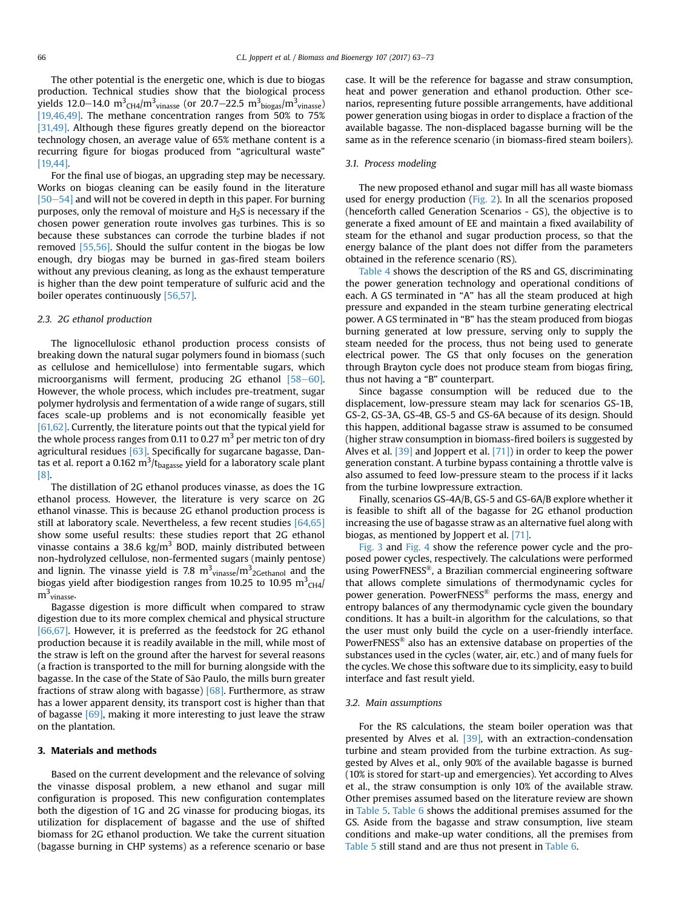The other potential is the energetic one, which is due to biogas production. Technical studies show that the biological process yields 12.0–14.0 $m^3_{CH4}/m^3_{vinasse}$ (or 20.7–22.5 $m^3_{biogas}/m^3_{vinasse}$) [19,46,49]. The methane concentration ranges from 50% to 75% [31,49]. Although these figures greatly depend on the bioreactor technology chosen, an average value of 65% methane content is a recurring figure for biogas produced from "agricultural waste" [19,44].

For the final use of biogas, an upgrading step may be necessary. Works on biogas cleaning can be easily found in the literature [50–54] and will not be covered in depth in this paper. For burning purposes, only the removal of moisture and $H_2S$ is necessary if the chosen power generation route involves gas turbines. This is so because these substances can corrode the turbine blades if not removed [55,56]. Should the sulfur content in the biogas be low enough, dry biogas may be burned in gas-fired steam boilers without any previous cleaning, as long as the exhaust temperature is higher than the dew point temperature of sulfuric acid and the boiler operates continuously [56,57].

### 2.3. 2G ethanol production

The lignocellulosic ethanol production process consists of breaking down the natural sugar polymers found in biomass (such as cellulose and hemicellulose) into fermentable sugars, which microorganisms will ferment, producing 2G ethanol [58–60]. However, the whole process, which includes pre-treatment, sugar polymer hydrolysis and fermentation of a wide range of sugars, still faces scale-up problems and is not economically feasible yet [61,62]. Currently, the literature points out that the typical yield for the whole process ranges from 0.11 to 0.27 $m^3$ per metric ton of dry agricultural residues [63]. Specifically for sugarcane bagasse, Dantas et al. report a 0.162 $m^3/t_{bagasse}$ yield for a laboratory scale plant [8].

The distillation of 2G ethanol produces vinasse, as does the 1G ethanol process. However, the literature is very scarce on 2G ethanol vinasse. This is because 2G ethanol production process is still at laboratory scale. Nevertheless, a few recent studies [64,65] show some useful results: these studies report that 2G ethanol vinasse contains a 38.6 $kg/m^3$ BOD, mainly distributed between non-hydrolyzed cellulose, non-fermented sugars (mainly pentose) and lignin. The vinasse yield is 7.8 $m^3_{vinasse}/m^3_{2Gethanol}$ and the biogas yield after biodigestion ranges from 10.25 to 10.95 $m^3_{CH4}/m^3_{vinasse}$.

Bagasse digestion is more difficult when compared to straw digestion due to its more complex chemical and physical structure [66,67]. However, it is preferred as the feedstock for 2G ethanol production because it is readily available in the mill, while most of the straw is left on the ground after the harvest for several reasons (a fraction is transported to the mill for burning alongside with the bagasse. In the case of the State of São Paulo, the mills burn greater fractions of straw along with bagasse) [68]. Furthermore, as straw has a lower apparent density, its transport cost is higher than that of bagasse [69], making it more interesting to just leave the straw on the plantation.

## 3. Materials and methods

Based on the current development and the relevance of solving the vinasse disposal problem, a new ethanol and sugar mill configuration is proposed. This new configuration contemplates both the digestion of 1G and 2G vinasse for producing biogas, its utilization for displacement of bagasse and the use of shifted biomass for 2G ethanol production. We take the current situation (bagasse burning in CHP systems) as a reference scenario or base case. It will be the reference for bagasse and straw consumption, heat and power generation and ethanol production. Other scenarios, representing future possible arrangements, have additional power generation using biogas in order to displace a fraction of the available bagasse. The non-displaced bagasse burning will be the same as in the reference scenario (in biomass-fired steam boilers).

### 3.1. Process modeling

The new proposed ethanol and sugar mill has all waste biomass used for energy production (Fig. 2). In all the scenarios proposed (henceforth called Generation Scenarios - GS), the objective is to generate a fixed amount of EE and maintain a fixed availability of steam for the ethanol and sugar production process, so that the energy balance of the plant does not differ from the parameters obtained in the reference scenario (RS).

Table 4 shows the description of the RS and GS, discriminating the power generation technology and operational conditions of each. A GS terminated in "A" has all the steam produced at high pressure and expanded in the steam turbine generating electrical power. A GS terminated in "B" has the steam produced from biogas burning generated at low pressure, serving only to supply the steam needed for the process, thus not being used to generate electrical power. The GS that only focuses on the generation through Brayton cycle does not produce steam from biogas firing, thus not having a "B" counterpart.

Since bagasse consumption will be reduced due to the displacement, low-pressure steam may lack for scenarios GS-1B, GS-2, GS-3A, GS-4B, GS-5 and GS-6A because of its design. Should this happen, additional bagasse straw is assumed to be consumed (higher straw consumption in biomass-fired boilers is suggested by Alves et al. [39] and Joppert et al. [71]) in order to keep the power generation constant. A turbine bypass containing a throttle valve is also assumed to feed low-pressure steam to the process if it lacks from the turbine lowpressure extraction.

Finally, scenarios GS-4A/B, GS-5 and GS-6A/B explore whether it is feasible to shift all of the bagasse for 2G ethanol production increasing the use of bagasse straw as an alternative fuel along with biogas, as mentioned by Joppert et al. [71].

Fig. 3 and Fig. 4 show the reference power cycle and the proposed power cycles, respectively. The calculations were performed using PowerFNESS®, a Brazilian commercial engineering software that allows complete simulations of thermodynamic cycles for power generation. PowerFNESS® performs the mass, energy and entropy balances of any thermodynamic cycle given the boundary conditions. It has a built-in algorithm for the calculations, so that the user must only build the cycle on a user-friendly interface. PowerFNESS® also has an extensive database on properties of the substances used in the cycles (water, air, etc.) and of many fuels for the cycles. We chose this software due to its simplicity, easy to build interface and fast result yield.

### 3.2. Main assumptions

For the RS calculations, the steam boiler operation was that presented by Alves et al. [39], with an extraction-condensation turbine and steam provided from the turbine extraction. As suggested by Alves et al., only 90% of the available bagasse is burned (10% is stored for start-up and emergencies). Yet according to Alves et al., the straw consumption is only 10% of the available straw. Other premises assumed based on the literature review are shown in Table 5. Table 6 shows the additional premises assumed for the GS. Aside from the bagasse and straw consumption, live steam conditions and make-up water conditions, all the premises from Table 5 still stand and are thus not present in Table 6.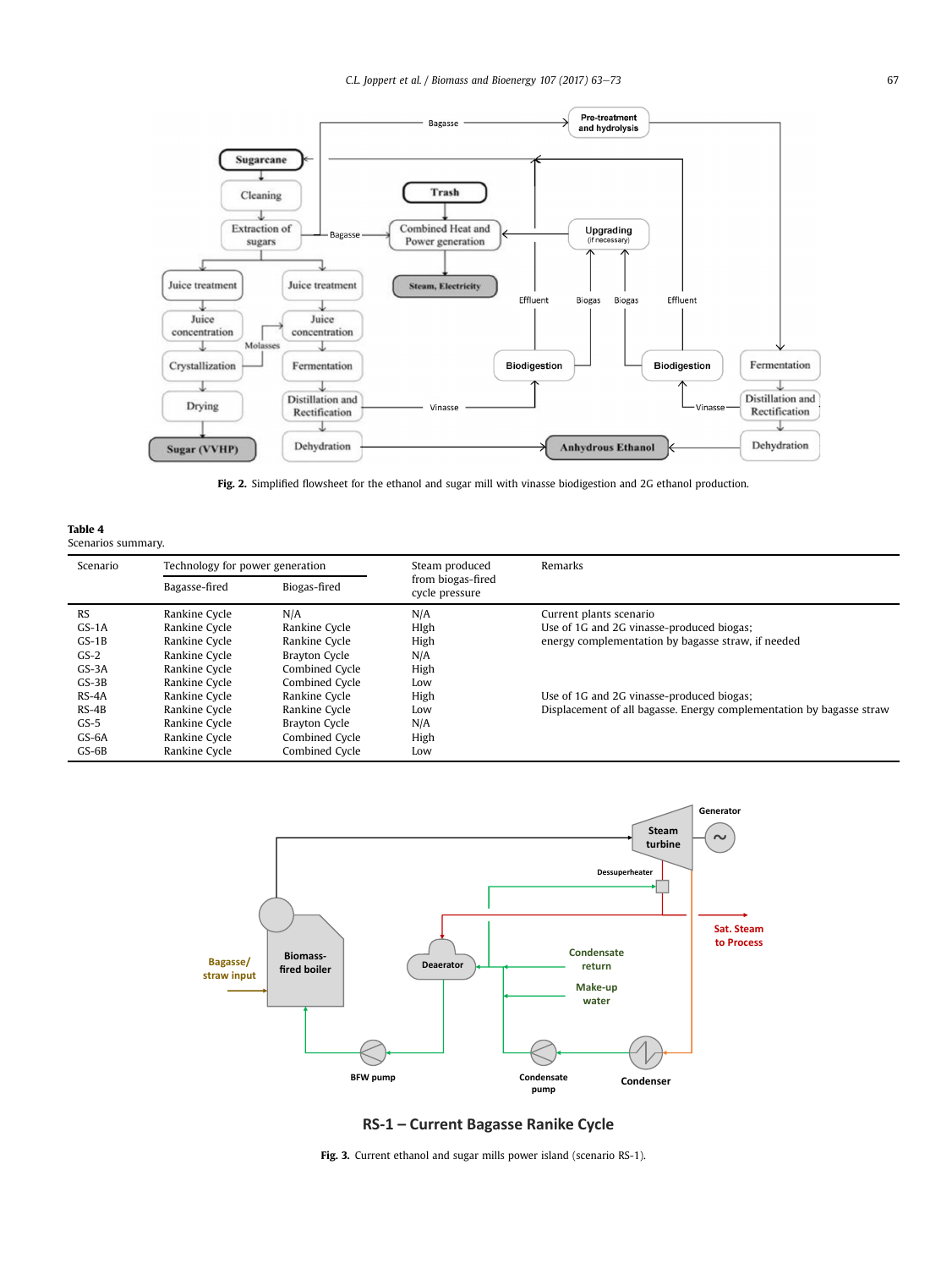Fig. 2. Simplified flowsheet for the ethanol and sugar mill with vinasse biodigestion and 2G ethanol production.

**Table 4**
Scenarios summary.

| Scenario | Technology for power generation | | Steam produced from biogas-fired cycle pressure | Remarks |
|---|---|---|---|---|
| | Bagasse-fired | Biogas-fired | | |
| RS | Rankine Cycle | N/A | N/A | Current plants scenario |
| GS-1A | Rankine Cycle | Rankine Cycle | HIgh | Use of 1G and 2G vinasse-produced biogas; |
| GS-1B | Rankine Cycle | Rankine Cycle | High | energy complementation by bagasse straw, if needed |
| GS-2 | Rankine Cycle | Brayton Cycle | N/A | |
| GS-3A | Rankine Cycle | Combined Cycle | High | |
| GS-3B | Rankine Cycle | Combined Cycle | Low | |
| RS-4A | Rankine Cycle | Rankine Cycle | High | Use of 1G and 2G vinasse-produced biogas; |
| RS-4B | Rankine Cycle | Rankine Cycle | Low | Displacement of all bagasse. Energy complementation by bagasse straw |
| GS-5 | Rankine Cycle | Brayton Cycle | N/A | |
| GS-6A | Rankine Cycle | Combined Cycle | High | |
| GS-6B | Rankine Cycle | Combined Cycle | Low | |

Fig. 3. Current ethanol and sugar mills power island (scenario RS-1).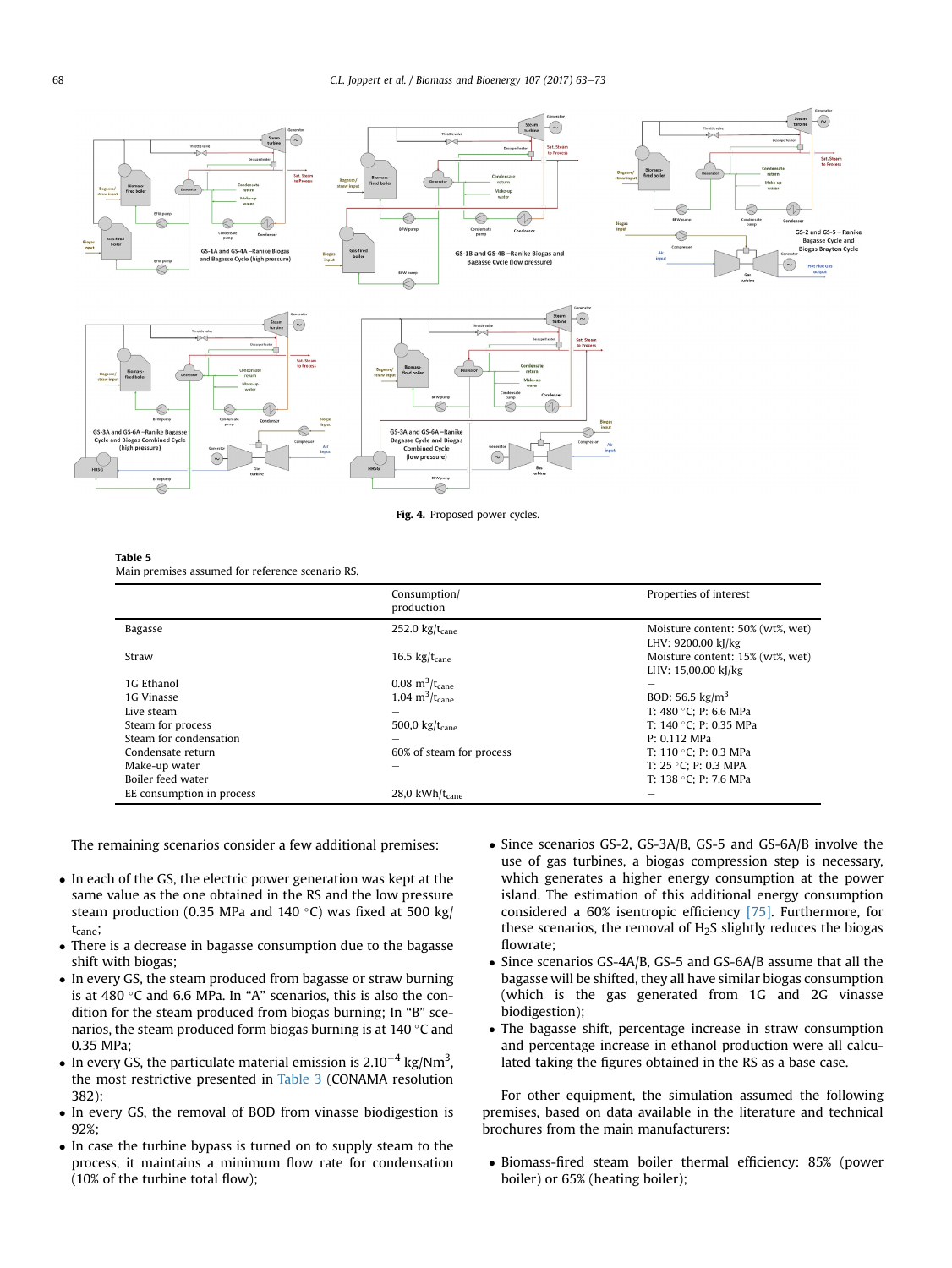Fig. 4. Proposed power cycles.

**Table 5**
Main premises assumed for reference scenario RS.

| | Consumption/ production | Properties of interest |
|---|---|---|
| Bagasse | 252.0 $kg/t_{cane}$ | Moisture content: 50% (wt%, wet) LHV: 9200.00 kJ/kg |
| Straw | 16.5 $kg/t_{cane}$ | Moisture content: 15% (wt%, wet) LHV: 15,00.00 kJ/kg |
| 1G Ethanol | 0.08 $m^3/t_{cane}$ | – |
| 1G Vinasse | 1.04 $m^3/t_{cane}$ | BOD: 56.5 $kg/m^3$ |
| Live steam | – | T: 480 °C; P: 6.6 MPa |
| Steam for process | 500,0 $kg/t_{cane}$ | T: 140 °C; P: 0.35 MPa |
| Steam for condensation | – | P: 0.112 MPa |
| Condensate return | 60% of steam for process | T: 110 °C; P: 0.3 MPa |
| Make-up water | – | T: 25 °C; P: 0.3 MPA |
| Boiler feed water | | T: 138 °C; P: 7.6 MPa |
| EE consumption in process | 28,0 $kWh/t_{cane}$ | – |

The remaining scenarios consider a few additional premises:

- In each of the GS, the electric power generation was kept at the same value as the one obtained in the RS and the low pressure steam production (0.35 MPa and 140 °C) was fixed at 500 kg/ $t_{cane}$;
- There is a decrease in bagasse consumption due to the bagasse shift with biogas;
- In every GS, the steam produced from bagasse or straw burning is at 480 °C and 6.6 MPa. In "A" scenarios, this is also the condition for the steam produced from biogas burning; In "B" scenarios, the steam produced form biogas burning is at 140 °C and 0.35 MPa;
- In every GS, the particulate material emission is $2.10^{-4}$ $kg/Nm^3$, the most restrictive presented in Table 3 (CONAMA resolution 382);
- In every GS, the removal of BOD from vinasse biodigestion is 92%;
- In case the turbine bypass is turned on to supply steam to the process, it maintains a minimum flow rate for condensation (10% of the turbine total flow);
- Since scenarios GS-2, GS-3A/B, GS-5 and GS-6A/B involve the use of gas turbines, a biogas compression step is necessary, which generates a higher energy consumption at the power island. The estimation of this additional energy consumption considered a 60% isentropic efficiency [75]. Furthermore, for these scenarios, the removal of $H_2S$ slightly reduces the biogas flowrate;
- Since scenarios GS-4A/B, GS-5 and GS-6A/B assume that all the bagasse will be shifted, they all have similar biogas consumption (which is the gas generated from 1G and 2G vinasse biodigestion);
- The bagasse shift, percentage increase in straw consumption and percentage increase in ethanol production were all calculated taking the figures obtained in the RS as a base case.

For other equipment, the simulation assumed the following premises, based on data available in the literature and technical brochures from the main manufacturers:

- Biomass-fired steam boiler thermal efficiency: 85% (power boiler) or 65% (heating boiler);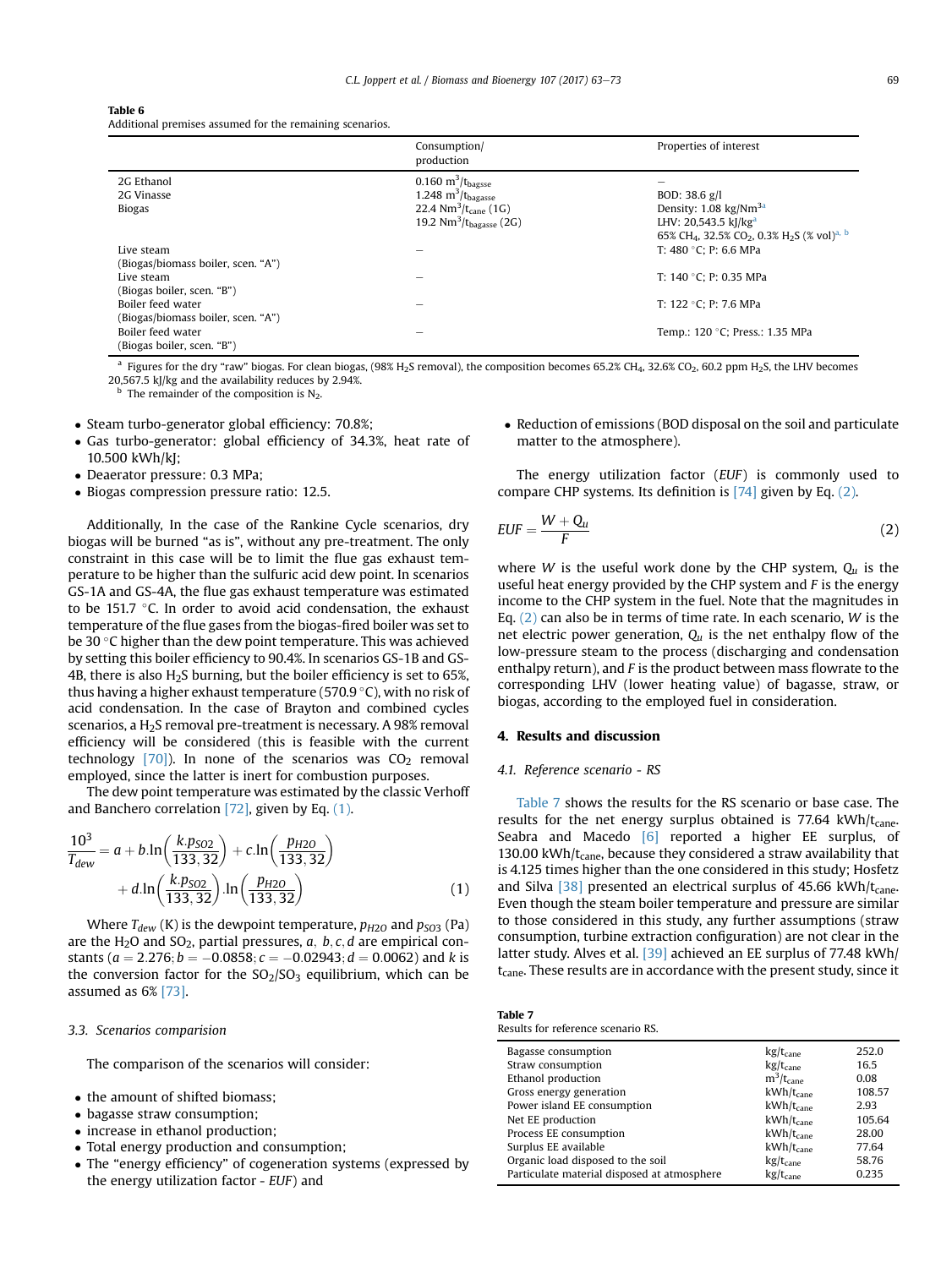**Table 6**
Additional premises assumed for the remaining scenarios.

| | Consumption/ production | Properties of interest |
|---|---|---|
| 2G Ethanol | 0.160 $m^3/t_{bagsse}$ | – |
| 2G Vinasse | 1.248 $m^3/t_{bagasse}$ | BOD: 38.6 g/l |
| Biogas | 22.4 $Nm^3/t_{cane}$ (1G) | Density: 1.08 $kg/Nm^3$ [a] |
| | 19.2 $Nm^3/t_{bagasse}$ (2G) | LHV: 20,543.5 kJ/kg [a] |
| | | 65% $CH_4$, 32.5% $CO_2$, 0.3% $H_2S$ (% vol) [a, b] |
| Live steam (Biogas/biomass boiler, scen. "A") | – | T: 480 °C; P: 6.6 MPa |
| Live steam (Biogas boiler, scen. "B") | – | T: 140 °C; P: 0.35 MPa |
| Boiler feed water (Biogas/biomass boiler, scen. "A") | – | T: 122 °C; P: 7.6 MPa |
| Boiler feed water (Biogas boiler, scen. "B") | – | Temp.: 120 °C; Press.: 1.35 MPa |

[a] Figures for the dry "raw" biogas. For clean biogas, (98% $H_2S$ removal), the composition becomes 65.2% $CH_4$, 32.6% $CO_2$, 60.2 ppm $H_2S$, the LHV becomes 20,567.5 kJ/kg and the availability reduces by 2.94%.
[b] The remainder of the composition is $N_2$.

- Steam turbo-generator global efficiency: 70.8%;
- Gas turbo-generator: global efficiency of 34.3%, heat rate of 10.500 kWh/kJ;
- Deaerator pressure: 0.3 MPa;
- Biogas compression pressure ratio: 12.5.

Additionally, In the case of the Rankine Cycle scenarios, dry biogas will be burned "as is", without any pre-treatment. The only constraint in this case will be to limit the flue gas exhaust temperature to be higher than the sulfuric acid dew point. In scenarios GS-1A and GS-4A, the flue gas exhaust temperature was estimated to be 151.7 °C. In order to avoid acid condensation, the exhaust temperature of the flue gases from the biogas-fired boiler was set to be 30 °C higher than the dew point temperature. This was achieved by setting this boiler efficiency to 90.4%. In scenarios GS-1B and GS-4B, there is also $H_2S$ burning, but the boiler efficiency is set to 65%, thus having a higher exhaust temperature (570.9 °C), with no risk of acid condensation. In the case of Brayton and combined cycles scenarios, a $H_2S$ removal pre-treatment is necessary. A 98% removal efficiency will be considered (this is feasible with the current technology [70]). In none of the scenarios was $CO_2$ removal employed, since the latter is inert for combustion purposes.

The dew point temperature was estimated by the classic Verhoff and Banchero correlation [72], given by Eq. (1).

$$\frac{10^3}{T_{dew}} = a + b.\ln\left(\frac{k.p_{SO2}}{133,32}\right) + c.\ln\left(\frac{p_{H2O}}{133,32}\right) + d.\ln\left(\frac{k.p_{SO2}}{133,32}\right).\ln\left(\frac{p_{H2O}}{133,32}\right) \quad (1)$$

Where $T_{dew}$ (K) is the dewpoint temperature, $p_{H2O}$ and $p_{SO3}$ (Pa) are the $H_2O$ and $SO_2$, partial pressures, $a$, $b, c, d$ are empirical constants ($a = 2.276; b = -0.0858; c = -0.02943; d = 0.0062$) and $k$ is the conversion factor for the $SO_2/SO_3$ equilibrium, which can be assumed as 6% [73].

### 3.3. Scenarios comparision

The comparison of the scenarios will consider:

- the amount of shifted biomass;
- bagasse straw consumption;
- increase in ethanol production;
- Total energy production and consumption;
- The "energy efficiency" of cogeneration systems (expressed by the energy utilization factor - *EUF*) and
- Reduction of emissions (BOD disposal on the soil and particulate matter to the atmosphere).

The energy utilization factor (*EUF*) is commonly used to compare CHP systems. Its definition is [74] given by Eq. (2).

$$EUF = \frac{W + Q_u}{F} \quad (2)$$

where $W$ is the useful work done by the CHP system, $Q_u$ is the useful heat energy provided by the CHP system and $F$ is the energy income to the CHP system in the fuel. Note that the magnitudes in Eq. (2) can also be in terms of time rate. In each scenario, $W$ is the net electric power generation, $Q_u$ is the net enthalpy flow of the low-pressure steam to the process (discharging and condensation enthalpy return), and $F$ is the product between mass flowrate to the corresponding LHV (lower heating value) of bagasse, straw, or biogas, according to the employed fuel in consideration.

## 4. Results and discussion

### 4.1. Reference scenario - RS

Table 7 shows the results for the RS scenario or base case. The results for the net energy surplus obtained is 77.64 $kWh/t_{cane}$. Seabra and Macedo [6] reported a higher EE surplus, of 130.00 $kWh/t_{cane}$, because they considered a straw availability that is 4.125 times higher than the one considered in this study; Hosfetz and Silva [38] presented an electrical surplus of 45.66 $kWh/t_{cane}$. Even though the steam boiler temperature and pressure are similar to those considered in this study, any further assumptions (straw consumption, turbine extraction configuration) are not clear in the latter study. Alves et al. [39] achieved an EE surplus of 77.48 $kWh/t_{cane}$. These results are in accordance with the present study, since it

**Table 7**
Results for reference scenario RS.

| | | |
|---|---|---|
| Bagasse consumption | $kg/t_{cane}$ | 252.0 |
| Straw consumption | $kg/t_{cane}$ | 16.5 |
| Ethanol production | $m^3/t_{cane}$ | 0.08 |
| Gross energy generation | $kWh/t_{cane}$ | 108.57 |
| Power island EE consumption | $kWh/t_{cane}$ | 2.93 |
| Net EE production | $kWh/t_{cane}$ | 105.64 |
| Process EE consumption | $kWh/t_{cane}$ | 28.00 |
| Surplus EE available | $kWh/t_{cane}$ | 77.64 |
| Organic load disposed to the soil | $kg/t_{cane}$ | 58.76 |
| Particulate material disposed at atmosphere | $kg/t_{cane}$ | 0.235 |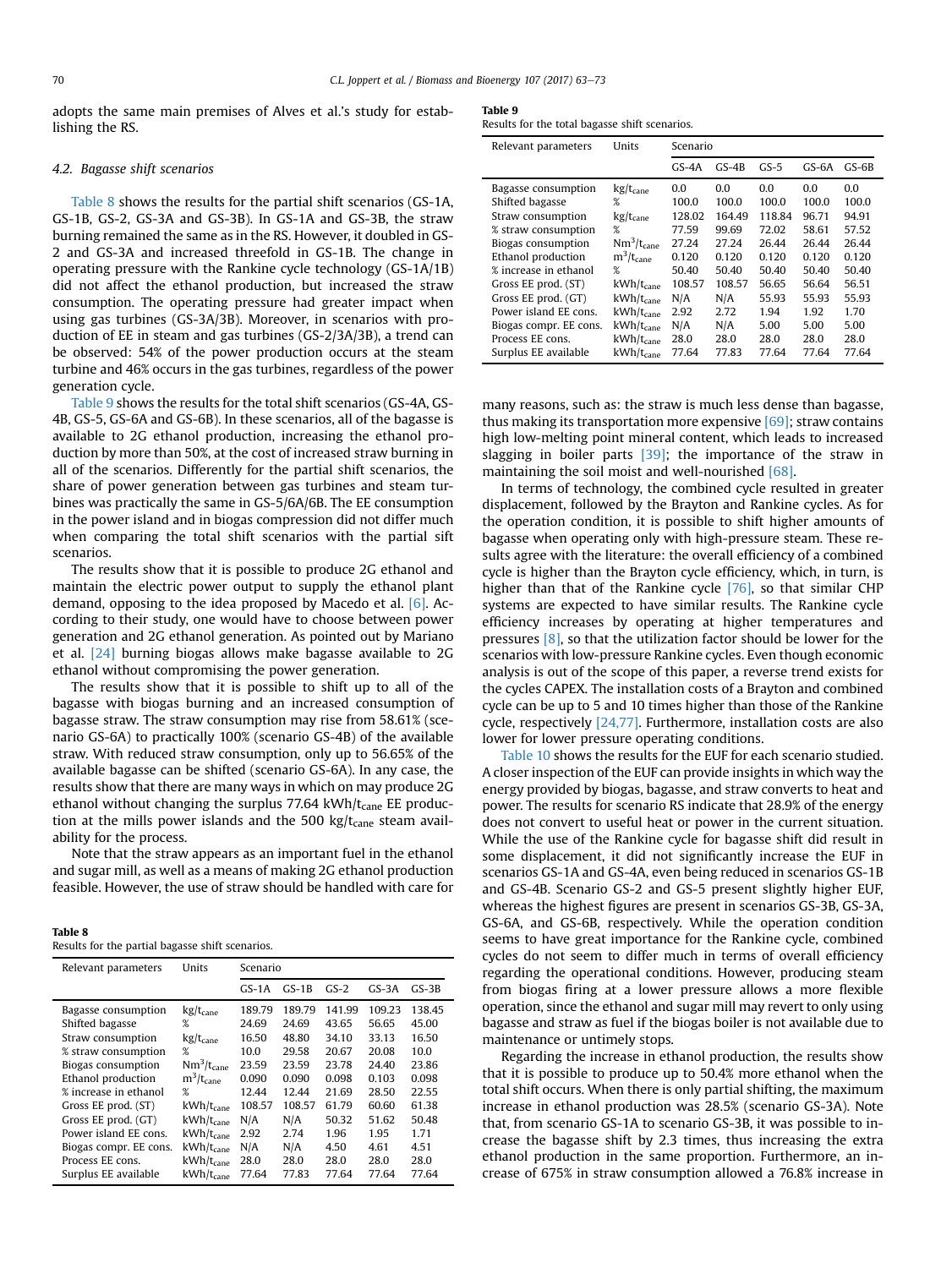adopts the same main premises of Alves et al.'s study for establishing the RS.

### 4.2. Bagasse shift scenarios

Table 8 shows the results for the partial shift scenarios (GS-1A, GS-1B, GS-2, GS-3A and GS-3B). In GS-1A and GS-3B, the straw burning remained the same as in the RS. However, it doubled in GS-2 and GS-3A and increased threefold in GS-1B. The change in operating pressure with the Rankine cycle technology (GS-1A/1B) did not affect the ethanol production, but increased the straw consumption. The operating pressure had greater impact when using gas turbines (GS-3A/3B). Moreover, in scenarios with production of EE in steam and gas turbines (GS-2/3A/3B), a trend can be observed: 54% of the power production occurs at the steam turbine and 46% occurs in the gas turbines, regardless of the power generation cycle.

Table 9 shows the results for the total shift scenarios (GS-4A, GS-4B, GS-5, GS-6A and GS-6B). In these scenarios, all of the bagasse is available to 2G ethanol production, increasing the ethanol production by more than 50%, at the cost of increased straw burning in all of the scenarios. Differently for the partial shift scenarios, the share of power generation between gas turbines and steam turbines was practically the same in GS-5/6A/6B. The EE consumption in the power island and in biogas compression did not differ much when comparing the total shift scenarios with the partial sift scenarios.

The results show that it is possible to produce 2G ethanol and maintain the electric power output to supply the ethanol plant demand, opposing to the idea proposed by Macedo et al. [6]. According to their study, one would have to choose between power generation and 2G ethanol generation. As pointed out by Mariano et al. [24] burning biogas allows make bagasse available to 2G ethanol without compromising the power generation.

The results show that it is possible to shift up to all of the bagasse with biogas burning and an increased consumption of bagasse straw. The straw consumption may rise from 58.61% (scenario GS-6A) to practically 100% (scenario GS-4B) of the available straw. With reduced straw consumption, only up to 56.65% of the available bagasse can be shifted (scenario GS-6A). In any case, the results show that there are many ways in which on may produce 2G ethanol without changing the surplus 77.64 kWh/$t_{cane}$ EE production at the mills power islands and the 500 kg/$t_{cane}$ steam availability for the process.

Note that the straw appears as an important fuel in the ethanol and sugar mill, as well as a means of making 2G ethanol production feasible. However, the use of straw should be handled with care for many reasons, such as: the straw is much less dense than bagasse, thus making its transportation more expensive [69]; straw contains high low-melting point mineral content, which leads to increased slagging in boiler parts [39]; the importance of the straw in maintaining the soil moist and well-nourished [68].

In terms of technology, the combined cycle resulted in greater displacement, followed by the Brayton and Rankine cycles. As for the operation condition, it is possible to shift higher amounts of bagasse when operating only with high-pressure steam. These results agree with the literature: the overall efficiency of a combined cycle is higher than the Brayton cycle efficiency, which, in turn, is higher than that of the Rankine cycle [76], so that similar CHP systems are expected to have similar results. The Rankine cycle efficiency increases by operating at higher temperatures and pressures [8], so that the utilization factor should be lower for the scenarios with low-pressure Rankine cycles. Even though economic analysis is out of the scope of this paper, a reverse trend exists for the cycles CAPEX. The installation costs of a Brayton and combined cycle can be up to 5 and 10 times higher than those of the Rankine cycle, respectively [24,77]. Furthermore, installation costs are also lower for lower pressure operating conditions.

Table 10 shows the results for the EUF for each scenario studied. A closer inspection of the EUF can provide insights in which way the energy provided by biogas, bagasse, and straw converts to heat and power. The results for scenario RS indicate that 28.9% of the energy does not convert to useful heat or power in the current situation. While the use of the Rankine cycle for bagasse shift did result in some displacement, it did not significantly increase the EUF in scenarios GS-1A and GS-4A, even being reduced in scenarios GS-1B and GS-4B. Scenario GS-2 and GS-5 present slightly higher EUF, whereas the highest figures are present in scenarios GS-3B, GS-3A, GS-6A, and GS-6B, respectively. While the operation condition seems to have great importance for the Rankine cycle, combined cycles do not seem to differ much in terms of overall efficiency regarding the operational conditions. However, producing steam from biogas firing at a lower pressure allows a more flexible operation, since the ethanol and sugar mill may revert to only using bagasse and straw as fuel if the biogas boiler is not available due to maintenance or untimely stops.

Regarding the increase in ethanol production, the results show that it is possible to produce up to 50.4% more ethanol when the total shift occurs. When there is only partial shifting, the maximum increase in ethanol production was 28.5% (scenario GS-3A). Note that, from scenario GS-1A to scenario GS-3B, it was possible to increase the bagasse shift by 2.3 times, thus increasing the extra ethanol production in the same proportion. Furthermore, an increase of 675% in straw consumption allowed a 76.8% increase in

**Table 8**
Results for the partial bagasse shift scenarios.

| Relevant parameters | Units | Scenario | | | | |
|---|---|---|---|---|---|---|
| | | GS-1A | GS-1B | GS-2 | GS-3A | GS-3B |
| Bagasse consumption | kg/$t_{cane}$ | 189.79 | 189.79 | 141.99 | 109.23 | 138.45 |
| Shifted bagasse | % | 24.69 | 24.69 | 43.65 | 56.65 | 45.00 |
| Straw consumption | kg/$t_{cane}$ | 16.50 | 48.80 | 34.10 | 33.13 | 16.50 |
| % straw consumption | % | 10.0 | 29.58 | 20.67 | 20.08 | 10.0 |
| Biogas consumption | $Nm^3/t_{cane}$ | 23.59 | 23.59 | 23.78 | 24.40 | 23.86 |
| Ethanol production | $m^3/t_{cane}$ | 0.090 | 0.090 | 0.098 | 0.103 | 0.098 |
| % increase in ethanol | % | 12.44 | 12.44 | 21.69 | 28.50 | 22.55 |
| Gross EE prod. (ST) | kWh/$t_{cane}$ | 108.57 | 108.57 | 61.79 | 60.60 | 61.38 |
| Gross EE prod. (GT) | kWh/$t_{cane}$ | N/A | N/A | 50.32 | 51.62 | 50.48 |
| Power island EE cons. | kWh/$t_{cane}$ | 2.92 | 2.74 | 1.96 | 1.95 | 1.71 |
| Biogas compr. EE cons. | kWh/$t_{cane}$ | N/A | N/A | 4.50 | 4.61 | 4.51 |
| Process EE cons. | kWh/$t_{cane}$ | 28.0 | 28.0 | 28.0 | 28.0 | 28.0 |
| Surplus EE available | kWh/$t_{cane}$ | 77.64 | 77.83 | 77.64 | 77.64 | 77.64 |

**Table 9**
Results for the total bagasse shift scenarios.

| Relevant parameters | Units | Scenario | | | | |
|---|---|---|---|---|---|---|
| | | GS-4A | GS-4B | GS-5 | GS-6A | GS-6B |
| Bagasse consumption | kg/$t_{cane}$ | 0.0 | 0.0 | 0.0 | 0.0 | 0.0 |
| Shifted bagasse | % | 100.0 | 100.0 | 100.0 | 100.0 | 100.0 |
| Straw consumption | kg/$t_{cane}$ | 128.02 | 164.49 | 118.84 | 96.71 | 94.91 |
| % straw consumption | % | 77.59 | 99.69 | 72.02 | 58.61 | 57.52 |
| Biogas consumption | $Nm^3/t_{cane}$ | 27.24 | 27.24 | 26.44 | 26.44 | 26.44 |
| Ethanol production | $m^3/t_{cane}$ | 0.120 | 0.120 | 0.120 | 0.120 | 0.120 |
| % increase in ethanol | % | 50.40 | 50.40 | 50.40 | 50.40 | 50.40 |
| Gross EE prod. (ST) | kWh/$t_{cane}$ | 108.57 | 108.57 | 56.65 | 56.64 | 56.51 |
| Gross EE prod. (GT) | kWh/$t_{cane}$ | N/A | N/A | 55.93 | 55.93 | 55.93 |
| Power island EE cons. | kWh/$t_{cane}$ | 2.92 | 2.72 | 1.94 | 1.92 | 1.70 |
| Biogas compr. EE cons. | kWh/$t_{cane}$ | N/A | N/A | 5.00 | 5.00 | 5.00 |
| Process EE cons. | kWh/$t_{cane}$ | 28.0 | 28.0 | 28.0 | 28.0 | 28.0 |
| Surplus EE available | kWh/$t_{cane}$ | 77.64 | 77.83 | 77.64 | 77.64 | 77.64 |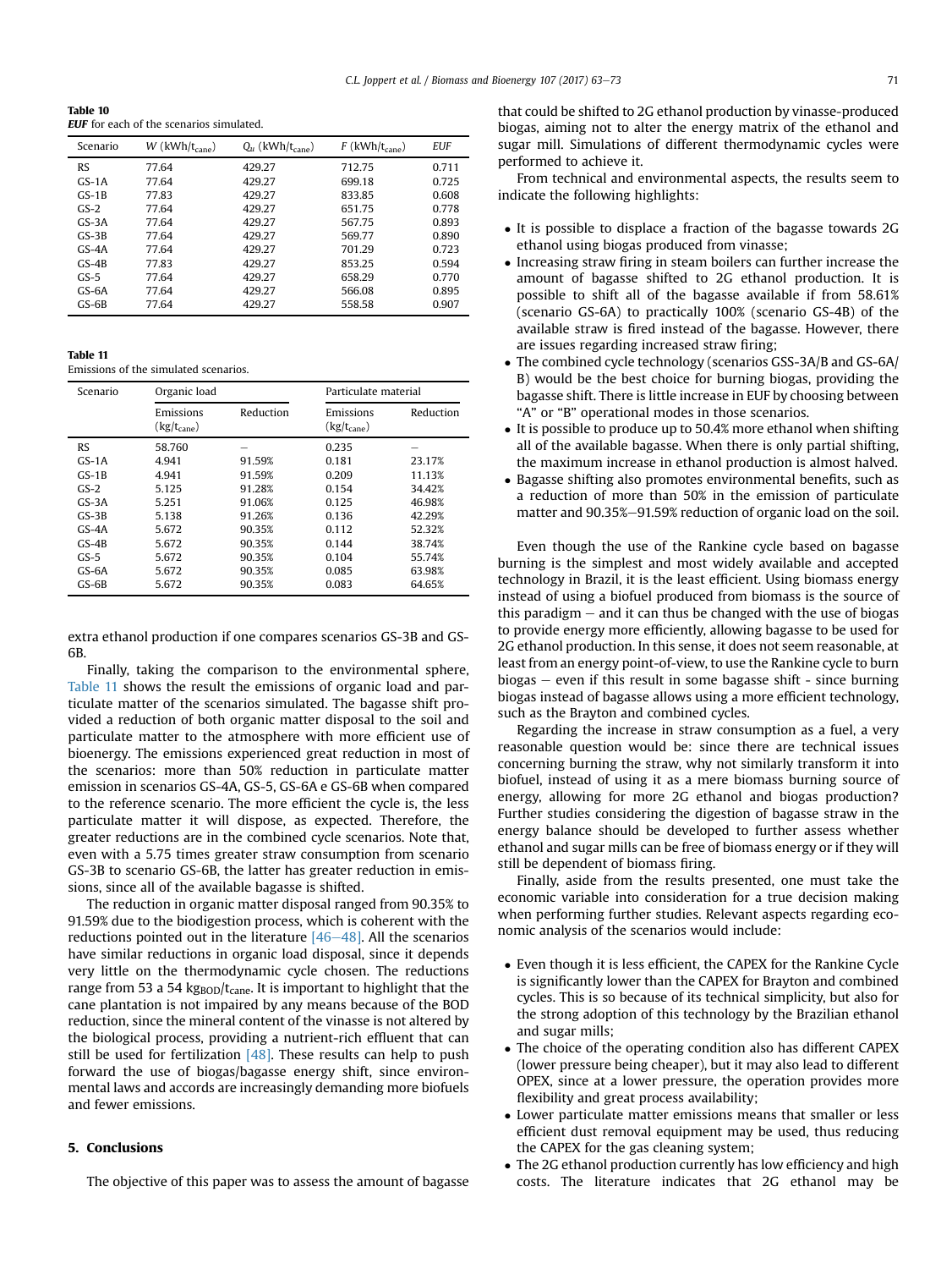**Table 10**
***EUF*** for each of the scenarios simulated.

| Scenario | $W$ (kWh/$t_{cane}$) | $Q_u$ (kWh/$t_{cane}$) | $F$ (kWh/$t_{cane}$) | *EUF* |
|---|---|---|---|---|
| RS | 77.64 | 429.27 | 712.75 | 0.711 |
| GS-1A | 77.64 | 429.27 | 699.18 | 0.725 |
| GS-1B | 77.83 | 429.27 | 833.85 | 0.608 |
| GS-2 | 77.64 | 429.27 | 651.75 | 0.778 |
| GS-3A | 77.64 | 429.27 | 567.75 | 0.893 |
| GS-3B | 77.64 | 429.27 | 569.77 | 0.890 |
| GS-4A | 77.64 | 429.27 | 701.29 | 0.723 |
| GS-4B | 77.83 | 429.27 | 853.25 | 0.594 |
| GS-5 | 77.64 | 429.27 | 658.29 | 0.770 |
| GS-6A | 77.64 | 429.27 | 566.08 | 0.895 |
| GS-6B | 77.64 | 429.27 | 558.58 | 0.907 |

**Table 11**
Emissions of the simulated scenarios.

| Scenario | Organic load | | Particulate material | |
|---|---|---|---|---|
| | Emissions (kg/$t_{cane}$) | Reduction | Emissions (kg/$t_{cane}$) | Reduction |
| RS | 58.760 | – | 0.235 | – |
| GS-1A | 4.941 | 91.59% | 0.181 | 23.17% |
| GS-1B | 4.941 | 91.59% | 0.209 | 11.13% |
| GS-2 | 5.125 | 91.28% | 0.154 | 34.42% |
| GS-3A | 5.251 | 91.06% | 0.125 | 46.98% |
| GS-3B | 5.138 | 91.26% | 0.136 | 42.29% |
| GS-4A | 5.672 | 90.35% | 0.112 | 52.32% |
| GS-4B | 5.672 | 90.35% | 0.144 | 38.74% |
| GS-5 | 5.672 | 90.35% | 0.104 | 55.74% |
| GS-6A | 5.672 | 90.35% | 0.085 | 63.98% |
| GS-6B | 5.672 | 90.35% | 0.083 | 64.65% |

extra ethanol production if one compares scenarios GS-3B and GS-6B.

Finally, taking the comparison to the environmental sphere, Table 11 shows the result the emissions of organic load and particulate matter of the scenarios simulated. The bagasse shift provided a reduction of both organic matter disposal to the soil and particulate matter to the atmosphere with more efficient use of bioenergy. The emissions experienced great reduction in most of the scenarios: more than 50% reduction in particulate matter emission in scenarios GS-4A, GS-5, GS-6A e GS-6B when compared to the reference scenario. The more efficient the cycle is, the less particulate matter it will dispose, as expected. Therefore, the greater reductions are in the combined cycle scenarios. Note that, even with a 5.75 times greater straw consumption from scenario GS-3B to scenario GS-6B, the latter has greater reduction in emissions, since all of the available bagasse is shifted.

The reduction in organic matter disposal ranged from 90.35% to 91.59% due to the biodigestion process, which is coherent with the reductions pointed out in the literature [46–48]. All the scenarios have similar reductions in organic load disposal, since it depends very little on the thermodynamic cycle chosen. The reductions range from 53 a 54 $kg_{BOD}/t_{cane}$. It is important to highlight that the cane plantation is not impaired by any means because of the BOD reduction, since the mineral content of the vinasse is not altered by the biological process, providing a nutrient-rich effluent that can still be used for fertilization [48]. These results can help to push forward the use of biogas/bagasse energy shift, since environmental laws and accords are increasingly demanding more biofuels and fewer emissions.

## 5. Conclusions

The objective of this paper was to assess the amount of bagasse that could be shifted to 2G ethanol production by vinasse-produced biogas, aiming not to alter the energy matrix of the ethanol and sugar mill. Simulations of different thermodynamic cycles were performed to achieve it.

From technical and environmental aspects, the results seem to indicate the following highlights:

- It is possible to displace a fraction of the bagasse towards 2G ethanol using biogas produced from vinasse;
- Increasing straw firing in steam boilers can further increase the amount of bagasse shifted to 2G ethanol production. It is possible to shift all of the bagasse available if from 58.61% (scenario GS-6A) to practically 100% (scenario GS-4B) of the available straw is fired instead of the bagasse. However, there are issues regarding increased straw firing;
- The combined cycle technology (scenarios GSS-3A/B and GS-6A/B) would be the best choice for burning biogas, providing the bagasse shift. There is little increase in EUF by choosing between "A" or "B" operational modes in those scenarios.
- It is possible to produce up to 50.4% more ethanol when shifting all of the available bagasse. When there is only partial shifting, the maximum increase in ethanol production is almost halved.
- Bagasse shifting also promotes environmental benefits, such as a reduction of more than 50% in the emission of particulate matter and 90.35%–91.59% reduction of organic load on the soil.

Even though the use of the Rankine cycle based on bagasse burning is the simplest and most widely available and accepted technology in Brazil, it is the least efficient. Using biomass energy instead of using a biofuel produced from biomass is the source of this paradigm – and it can thus be changed with the use of biogas to provide energy more efficiently, allowing bagasse to be used for 2G ethanol production. In this sense, it does not seem reasonable, at least from an energy point-of-view, to use the Rankine cycle to burn biogas – even if this result in some bagasse shift - since burning biogas instead of bagasse allows using a more efficient technology, such as the Brayton and combined cycles.

Regarding the increase in straw consumption as a fuel, a very reasonable question would be: since there are technical issues concerning burning the straw, why not similarly transform it into biofuel, instead of using it as a mere biomass burning source of energy, allowing for more 2G ethanol and biogas production? Further studies considering the digestion of bagasse straw in the energy balance should be developed to further assess whether ethanol and sugar mills can be free of biomass energy or if they will still be dependent of biomass firing.

Finally, aside from the results presented, one must take the economic variable into consideration for a true decision making when performing further studies. Relevant aspects regarding economic analysis of the scenarios would include:

- Even though it is less efficient, the CAPEX for the Rankine Cycle is significantly lower than the CAPEX for Brayton and combined cycles. This is so because of its technical simplicity, but also for the strong adoption of this technology by the Brazilian ethanol and sugar mills;
- The choice of the operating condition also has different CAPEX (lower pressure being cheaper), but it may also lead to different OPEX, since at a lower pressure, the operation provides more flexibility and great process availability;
- Lower particulate matter emissions means that smaller or less efficient dust removal equipment may be used, thus reducing the CAPEX for the gas cleaning system;
- The 2G ethanol production currently has low efficiency and high costs. The literature indicates that 2G ethanol may be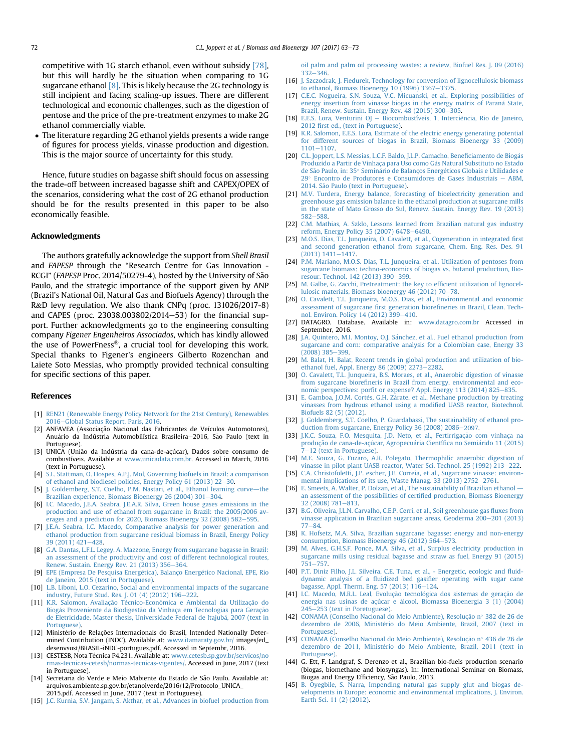competitive with 1G starch ethanol, even without subsidy [78], but this will hardly be the situation when comparing to 1G sugarcane ethanol [8]. This is likely because the 2G technology is still incipient and facing scaling-up issues. There are different technological and economic challenges, such as the digestion of pentose and the price of the pre-treatment enzymes to make 2G ethanol commercially viable.

- The literature regarding 2G ethanol yields presents a wide range of figures for process yields, vinasse production and digestion. This is the major source of uncertainty for this study.

Hence, future studies on bagasse shift should focus on assessing the trade-off between increased bagasse shift and CAPEX/OPEX of the scenarios, considering what the cost of 2G ethanol production should be for the results presented in this paper to be also economically feasible.

## Acknowledgments

The authors gratefully acknowledge the support from *Shell Brasil* and *FAPESP* through the "Research Centre for Gas Innovation - RCGI" (*FAPESP* Proc. 2014/50279-4), hosted by the University of São Paulo, and the strategic importance of the support given by ANP (Brazil's National Oil, Natural Gas and Biofuels Agency) through the R&D levy regulation. We also thank CNPq (proc. 131026/2017-8) and CAPES (proc. 23038.003802/2014–53) for the financial support. Further acknowledgments go to the engineering consulting company *Figener Engenheiros Associados*, which has kindly allowed the use of PowerFness®, a crucial tool for developing this work. Special thanks to Figener's engineers Gilberto Rozenchan and Laiete Soto Messias, who promptly provided technical consulting for specific sections of this paper.

## References

[1] REN21 (Renewable Energy Policy Network for the 21st Century), Renewables 2016–Global Status Report, Paris, 2016.

[2] ANFAVEA (Associação Nacional das Fabricantes de Veículos Automotores), Anuário da Indústria Automobilística Brasileira–2016, São Paulo (text in Portuguese).

[3] UNICA (União da Indústria da cana-de-açúcar), Dados sobre consumo de combustíveis. Available at www.unicadata.com.br. Accessed in March, 2016 (text in Portuguese).

[4] S.L. Stattman, O. Hospes, A.P.J. Mol, Governing biofuels in Brazil: a comparison of ethanol and biodiesel policies, Energy Policy 61 (2013) 22–30.

[5] J. Goldemberg, S.T. Coelho, P.M. Nastari, et al., Ethanol learning curve—the Brazilian experience, Biomass Bioenergy 26 (2004) 301–304.

[6] I.C. Macedo, J.E.A. Seabra, J.E.A.R. Silva, Green house gases emissions in the production and use of ethanol from sugarcane in Brazil: the 2005/2006 averages and a prediction for 2020, Biomass Bioenergy 32 (2008) 582–595.

[7] J.E.A. Seabra, I.C. Macedo, Comparative analysis for power generation and ethanol production from sugarcane residual biomass in Brazil, Energy Policy 39 (2011) 421–428.

[8] G.A. Dantas, L.F.L. Legey, A. Mazzone, Energy from sugarcane bagasse in Brazil: an assessment of the productivity and cost of different technological routes, Renew. Sustain. Energy Rev. 21 (2013) 356–364.

[9] EPE (Empresa De Pesquisa Energética), Balanço Energético Nacional, EPE, Rio de Janeiro, 2015 (text in Portuguese).

[10] L.B. Liboni, L.O. Cezarino, Social and environmental impacts of the sugarcane industry, Future Stud. Res. J. 01 (4) (2012) 196–222.

[11] K.R. Salomon, Avaliação Técnico-Econômica e Ambiental da Utilização do Biogás Proveniente da Biodigestão da Vinhaça em Tecnologias para Geração de Eletricidade, Master thesis, Universidade Federal de Itajubá, 2007 (text in Portuguese).

[12] Ministério de Relações Internacionais do Brasil, Intended Nationally Determined Contribution (INDC). Available at: www.itamaraty.gov.br/ images/ed_desenvsust/BRASIL-iNDC-portugues.pdf. Accessed in Septembr, 2016.

[13] CESTESB, Nota Técnica P4.231. Available at: www.cetesb.sp.gov.br/servicos/normas-tecnicas-cetesb/normas-tecnicas-vigentes/. Accessed in June, 2017 (text in Portuguese).

[14] Secretaria do Verde e Meio Mabiente do Estado de São Paulo. Available at: arquivos.ambiente.sp.gov.br/etanolverde/2016/12/Protocolo_UNICA_2015.pdf. Accessed in June, 2017 (text in Portuguese).

[15] J.C. Kurnia, S.V. Jangam, S. Akthar, et al., Advances in biofuel production from oil palm and palm oil processing wastes: a review, Biofuel Res. J. 09 (2016) 332–346.

[16] J. Szczodrak, J. Fiedurek, Technology for conversion of lignocellulosic biomass to ethanol, Biomass Bioenergy 10 (1996) 3367–3375.

[17] C.E.C. Nogueira, S.N. Souza, V.C. Micuanski, et al., Exploring possibilities of energy insertion from vinasse biogas in the energy matrix of Paraná State, Brazil, Renew. Sustain. Energy Rev. 48 (2015) 300–305.

[18] E.E.S. Lora, Venturini OJ – Biocombustíveis, 1, Interciência, Rio de Janeiro, 2012 first ed., (text in Portuguese).

[19] K.R. Salomon, E.E.S. Lora, Estimate of the electric energy generating potential for different sources of biogas in Brazil, Biomass Bioenergy 33 (2009) 1101–1107.

[20] C.L. Joppert, L.S. Messias, L.C.F. Baldo, J.L.P. Camacho, Beneficiamento de Biogás Produzido a Partir de Vinhaça para Uso como Gás Natural Substituto no Estado de São Paulo, in: 35° Seminário de Balanços Energéticos Globais e Utilidades e 29° Encontro de Produtores e Consumidores de Gases Industriais – ABM, 2014. São Paulo (text in Portuguese).

[21] M.V. Turdera, Energy balance, forecasting of bioelectricity generation and greenhouse gas emission balance in the ethanol production at sugarcane mills in the state of Mato Grosso do Sul, Renew. Sustain. Energy Rev. 19 (2013) 582–588.

[22] C.M. Mathias, A. Szklo, Lessons learned from Brazilian natural gas industry reform, Energy Policy 35 (2007) 6478–6490.

[23] M.O.S. Dias, T.L. Junqueira, O. Cavalett, et al., Cogeneration in integrated first and second generation ethanol from sugarcane, Chem. Eng. Res. Des. 91 (2013) 1411–1417.

[24] P.M. Mariano, M.O.S. Dias, T.L. Junqueira, et al., Utilization of pentoses from sugarcane biomass: techno-economics of biogas vs. butanol production, Bioresour. Technol. 142 (2013) 390–399.

[25] M. Galbe, G. Zacchi, Pretreatment: the key to efficient utilization of lignocellulosic materials, Biomass bioenergy 46 (2012) 70–78.

[26] O. Cavalett, T.L. Junqueira, M.O.S. Dias, et al., Environmental and economic assessment of sugarcane first generation biorefineries in Brazil, Clean. Technol. Environ. Policy 14 (2012) 399–410.

[27] DATAGRO. Database. Available in: www.datagro.com.br Accessed in September, 2016.

[28] J.A. Quintero, M.I. Montoy, O.J. Sánchez, et al., Fuel ethanol production from sugarcane and corn: comparative analysis for a Colombian case, Energy 33 (2008) 385–399.

[29] M. Balat, H. Balat, Recent trends in global production and utilization of bioethanol fuel, Appl. Energy 86 (2009) 2273–2282.

[30] O. Cavalett, T.L. Junqueira, B.S. Moraes, et al., Anaerobic digestion of vinasse from sugarcane biorefineris in Brazil from energy, environmental and economic perspectives: porfit or expense? Appl. Energy 113 (2014) 825–835.

[31] E. Gamboa, J.O.M. Cortés, G.H. Zárate, et al., Methane production by treating vinasses from hydrous ethanol using a modified UASB reactor, Biotechnol. Biofuels 82 (5) (2012).

[32] J. Goldemberg, S.T. Coelho, P. Guardabassi, The sustainability of ethanol production from sugarcane, Energy Policy 36 (2008) 2086–2097.

[33] J.K.C. Souza, F.O. Mesquita, J.D. Neto, et al., Fertirrigação com vinhaça na produção de cana-de-açúcar, Agropecuária Científica no Semiárido 11 (2015) 7–12 (text in Portuguese).

[34] M.E. Souza, G. Fuzaro, A.R. Polegato, Thermophilic anaerobic digestion of vinasse in pilot plant UASB reactor, Water Sci. Technol. 25 (1992) 213–222.

[35] C.A. Christofoletti, J.P. escher, J.E. Correia, et al., Sugarcane vinasse: environmental implications of its use, Waste Manag. 33 (2013) 2752–2761.

[36] E. Smeets, A. Walter, P. Dolzan, et al., The sustainability of Brazilian ethanol — an assessment of the possibilities of certified production, Biomass Bioenergy 32 (2008) 781–813.

[37] B.G. Oliveira, J.L.N. Carvalho, C.E.P. Cerri, et al., Soil greenhouse gas fluxes from vinasse application in Brazilian sugarcane areas, Geoderma 200–201 (2013) 77–84.

[38] K. Hofsetz, M.A. Silva, Brazilian sugarcane bagasse: energy and non-energy consumption, Biomass Bioenergy 46 (2012) 564–573.

[39] M. Alves, G.H.S.F. Ponce, M.A. Silva, et al., Surplus electricity production in sugarcane mills using residual bagasse and straw as fuel, Energy 91 (2015) 751–757.

[40] P.T. Diniz Filho, J.L. Silveira, C.E. Tuna, et al., - Energetic, ecologic and fluid-dynamic analysis of a fluidized bed gasifier operating with sugar cane bagasse, Appl. Therm. Eng. 57 (2013) 116–124.

[41] I.C. Macedo, M.R.L. Leal, Evolução tecnológica dos sistemas de geração de energia nas usinas de açúcar e álcool, Biomassa Bioenergia 3 (1) (2004) 245–253 (text in Poretuguese).

[42] CONAMA (Conselho Nacional do Meio Ambiente), Resolução n° 382 de 26 de dezembro de 2006, Ministério do Meio Ambiente, Brazil, 2007 (text in Portuguese).

[43] CONAMA (Conselho Nacional do Meio Ambiente), Resolução n° 436 de 26 de dezembro de 2011, Ministério do Meio Ambiente, Brazil, 2011 (text in Portuguese).

[44] G. Ett, F. Landgraf, S. Derenzo et al., Brazilian bio-fuels production scenario (biogas, biomethane and biosyngas). In: International Seminar on Biomass, Biogas and Energy Efficiency, São Paulo, 2013.

[45] B. Oyegbile, S. Narra, Impending natural gas supply glut and biogas developments in Europe: economic and environmental implications, J. Environ. Earth Sci. 11 (2) (2012).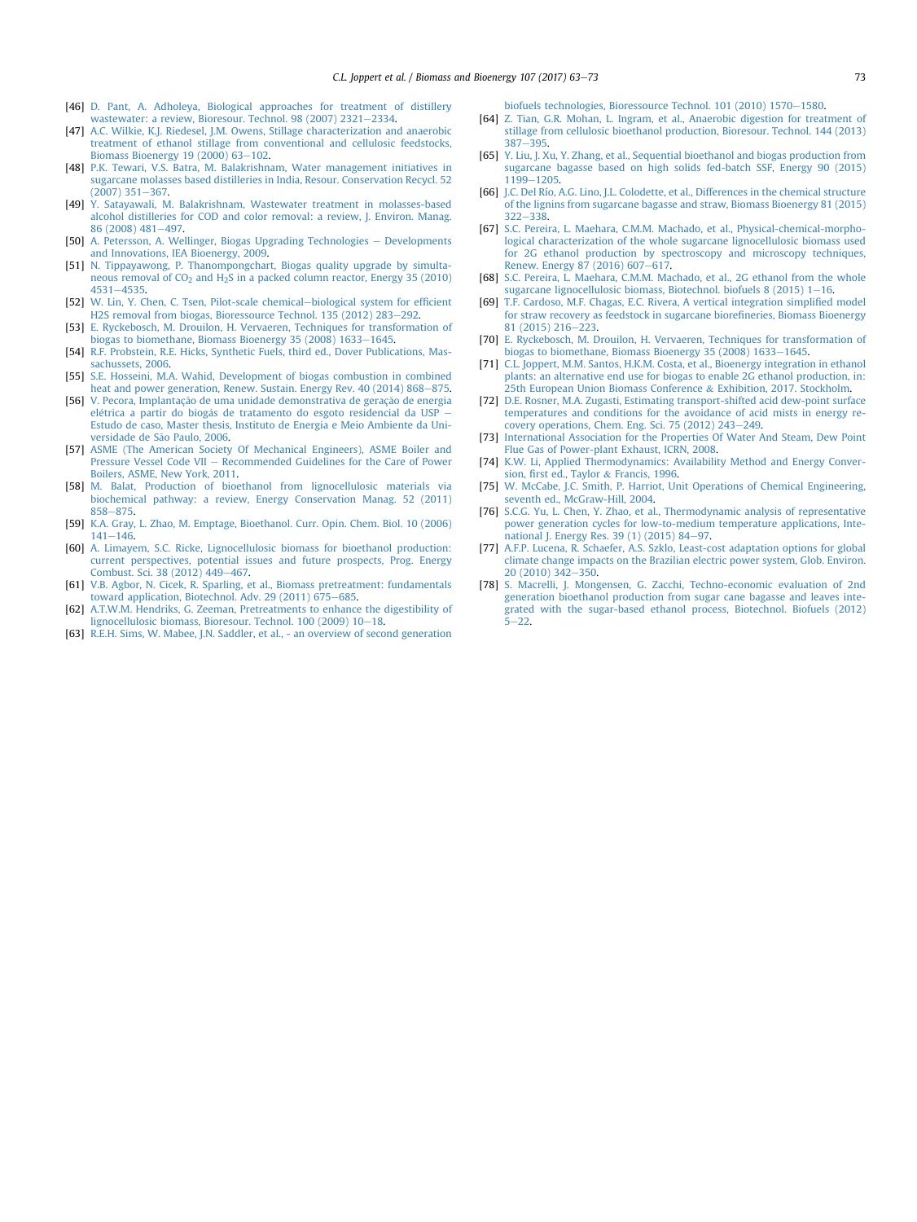[46] D. Pant, A. Adholeya, Biological approaches for treatment of distillery wastewater: a review, Bioresour. Technol. 98 (2007) 2321–2334.

[47] A.C. Wilkie, K.J. Riedesel, J.M. Owens, Stillage characterization and anaerobic treatment of ethanol stillage from conventional and cellulosic feedstocks, Biomass Bioenergy 19 (2000) 63–102.

[48] P.K. Tewari, V.S. Batra, M. Balakrishnam, Water management initiatives in sugarcane molasses based distilleries in India, Resour. Conservation Recycl. 52 (2007) 351–367.

[49] Y. Satayawali, M. Balakrishnam, Wastewater treatment in molasses-based alcohol distilleries for COD and color removal: a review, J. Environ. Manag. 86 (2008) 481–497.

[50] A. Petersson, A. Wellinger, Biogas Upgrading Technologies – Developments and Innovations, IEA Bioenergy, 2009.

[51] N. Tippayawong, P. Thanompongchart, Biogas quality upgrade by simultaneous removal of $CO_2$ and $H_2S$ in a packed column reactor, Energy 35 (2010) 4531–4535.

[52] W. Lin, Y. Chen, C. Tsen, Pilot-scale chemical–biological system for efficient H2S removal from biogas, Bioressource Technol. 135 (2012) 283–292.

[53] E. Ryckebosch, M. Drouilon, H. Vervaeren, Techniques for transformation of biogas to biomethane, Biomass Bioenergy 35 (2008) 1633–1645.

[54] R.F. Probstein, R.E. Hicks, Synthetic Fuels, third ed., Dover Publications, Massachussets, 2006.

[55] S.E. Hosseini, M.A. Wahid, Development of biogas combustion in combined heat and power generation, Renew. Sustain. Energy Rev. 40 (2014) 868–875.

[56] V. Pecora, Implantação de uma unidade demonstrativa de geração de energia elétrica a partir do biogás de tratamento do esgoto residencial da USP – Estudo de caso, Master thesis, Instituto de Energia e Meio Ambiente da Universidade de São Paulo, 2006.

[57] ASME (The American Society Of Mechanical Engineers), ASME Boiler and Pressure Vessel Code VII – Recommended Guidelines for the Care of Power Boilers, ASME, New York, 2011.

[58] M. Balat, Production of bioethanol from lignocellulosic materials via biochemical pathway: a review, Energy Conservation Manag. 52 (2011) 858–875.

[59] K.A. Gray, L. Zhao, M. Emptage, Bioethanol. Curr. Opin. Chem. Biol. 10 (2006) 141–146.

[60] A. Limayem, S.C. Ricke, Lignocellulosic biomass for bioethanol production: current perspectives, potential issues and future prospects, Prog. Energy Combust. Sci. 38 (2012) 449–467.

[61] V.B. Agbor, N. Cicek, R. Sparling, et al., Biomass pretreatment: fundamentals toward application, Biotechnol. Adv. 29 (2011) 675–685.

[62] A.T.W.M. Hendriks, G. Zeeman, Pretreatments to enhance the digestibility of lignocellulosic biomass, Bioresour. Technol. 100 (2009) 10–18.

[63] R.E.H. Sims, W. Mabee, J.N. Saddler, et al., - an overview of second generation biofuels technologies, Bioressource Technol. 101 (2010) 1570–1580.

[64] Z. Tian, G.R. Mohan, L. Ingram, et al., Anaerobic digestion for treatment of stillage from cellulosic bioethanol production, Bioresur. Technol. 144 (2013) 387–395.

[65] Y. Liu, J. Xu, Y. Zhang, et al., Sequential bioethanol and biogas production from sugarcane bagasse based on high solids fed-batch SSF, Energy 90 (2015) 1199–1205.

[66] J.C. Del Río, A.G. Lino, J.L. Colodette, et al., Differences in the chemical structure of the lignins from sugarcane bagasse and straw, Biomass Bioenergy 81 (2015) 322–338.

[67] S.C. Pereira, L. Maehara, C.M.M. Machado, et al., Physical-chemical-morphological characterization of the whole sugarcane lignocellulosic biomass used for 2G ethanol production by spectroscopy and microscopy techniques, Renew. Energy 87 (2016) 607–617.

[68] S.C. Pereira, L. Maehara, C.M.M. Machado, et al., 2G ethanol from the whole sugarcane lignocellulosic biomass, Biotechnol. biofuels 8 (2015) 1–16.

[69] T.F. Cardoso, M.F. Chagas, E.C. Rivera, A vertical integration simplified model for straw recovery as feedstock in sugarcane biorefineries, Biomass Bioenergy 81 (2015) 216–223.

[70] E. Ryckebosch, M. Drouilon, H. Vervaeren, Techniques for transformation of biogas to biomethane, Biomass Bioenergy 35 (2008) 1633–1645.

[71] C.L. Joppert, M.M. Santos, H.K.M. Costa, et al., Bioenergy integration in ethanol plants: an alternative end use for biogas to enable 2G ethanol production, in: 25th European Union Biomass Conference & Exhibition, 2017. Stockholm.

[72] D.E. Rosner, M.A. Zugasti, Estimating transport-shifted acid dew-point surface temperatures and conditions for the avoidance of acid mists in energy recovery operations, Chem. Eng. Sci. 75 (2012) 243–249.

[73] International Association for the Properties Of Water And Steam, Dew Point Flue Gas of Power-plant Exhaust, ICRN, 2008.

[74] K.W. Li, Applied Thermodynamics: Availability Method and Energy Conversion, first ed., Taylor & Francis, 1996.

[75] W. McCabe, J.C. Smith, P. Harriot, Unit Operations of Chemical Engineering, seventh ed., McGraw-Hill, 2004.

[76] S.C.G. Yu, L. Chen, Y. Zhao, et al., Thermodynamic analysis of representative power generation cycles for low-to-medium temperature applications, International J. Energy Res. 39 (1) (2015) 84–97.

[77] A.F.P. Lucena, R. Schaefer, A.S. Szklo, Least-cost adaptation options for global climate change impacts on the Brazilian electric power system, Glob. Environ. 20 (2010) 342–350.

[78] S. Macrelli, J. Mongensen, G. Zacchi, Techno-economic evaluation of 2nd generation bioethanol production from sugar cane bagasse and leaves integrated with the sugar-based ethanol process, Biotechnol. Biofuels (2012) 5–22.